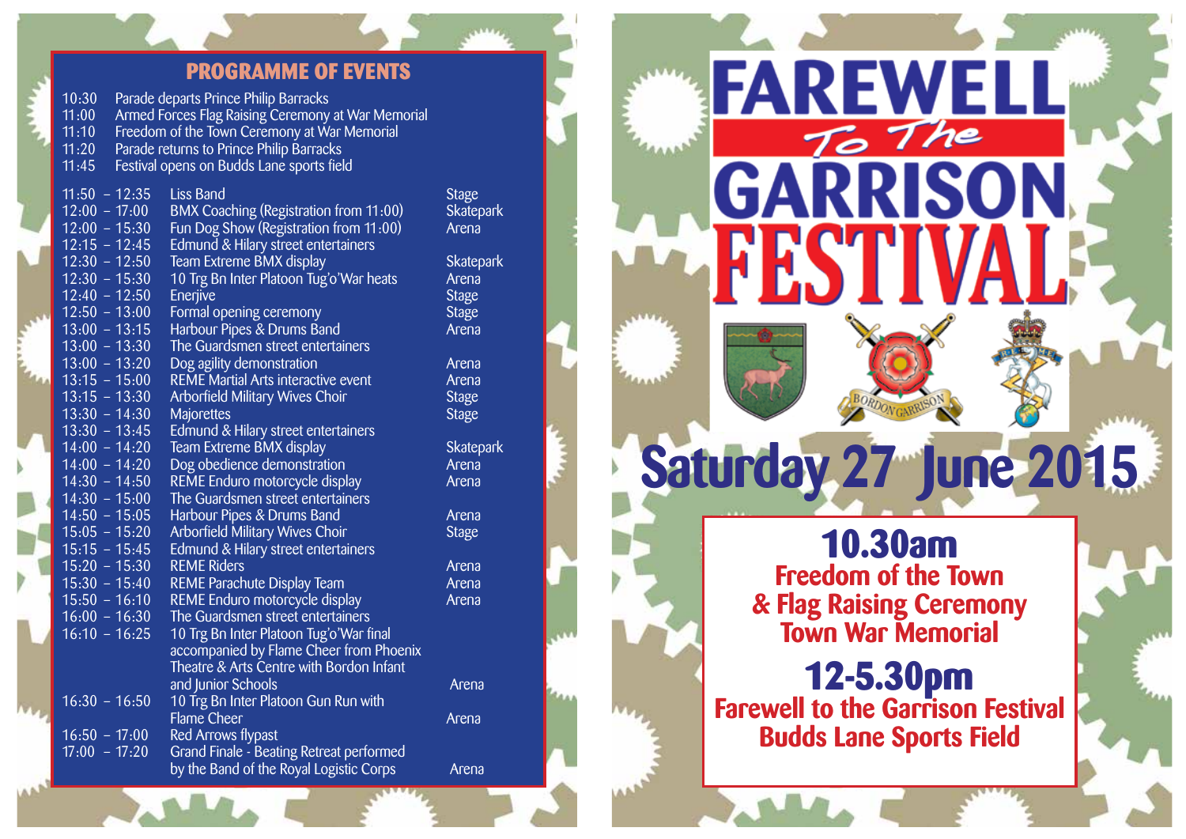## PROGRAMME OF EVENTS

10:30 Parade departs Prince Philip Barracks
11:00 Armed Forces Flag Raising Ceremony at War Memorial
11:10 Freedom of the Town Ceremony at War Memorial
11:20 Parade returns to Prince Philip Barracks
11:45 Festival opens on Budds Lane sports field

| Time | Event | Location |
|---|---|---|
| 11:50 – 12:35 | Liss Band | Stage |
| 12:00 – 17:00 | BMX Coaching (Registration from 11:00) | Skatepark |
| 12:00 – 15:30 | Fun Dog Show (Registration from 11:00) | Arena |
| 12:15 – 12:45 | Edmund & Hilary street entertainers | |
| 12:30 – 12:50 | Team Extreme BMX display | Skatepark |
| 12:30 – 15:30 | 10 Trg Bn Inter Platoon Tug'o'War heats | Arena |
| 12:40 – 12:50 | Enerjive | Stage |
| 12:50 – 13:00 | Formal opening ceremony | Stage |
| 13:00 – 13:15 | Harbour Pipes & Drums Band | Arena |
| 13:00 – 13:30 | The Guardsmen street entertainers | |
| 13:00 – 13:20 | Dog agility demonstration | Arena |
| 13:15 – 15:00 | REME Martial Arts interactive event | Arena |
| 13:15 – 13:30 | Arborfield Military Wives Choir | Stage |
| 13:30 – 14:30 | Majorettes | Stage |
| 13:30 – 13:45 | Edmund & Hilary street entertainers | |
| 14:00 – 14:20 | Team Extreme BMX display | Skatepark |
| 14:00 – 14:20 | Dog obedience demonstration | Arena |
| 14:30 – 14:50 | REME Enduro motorcycle display | Arena |
| 14:30 – 15:00 | The Guardsmen street entertainers | |
| 14:50 – 15:05 | Harbour Pipes & Drums Band | Arena |
| 15:05 – 15:20 | Arborfield Military Wives Choir | Stage |
| 15:15 – 15:45 | Edmund & Hilary street entertainers | |
| 15:20 – 15:30 | REME Riders | Arena |
| 15:30 – 15:40 | REME Parachute Display Team | Arena |
| 15:50 – 16:10 | REME Enduro motorcycle display | Arena |
| 16:00 – 16:30 | The Guardsmen street entertainers | |
| 16:10 – 16:25 | 10 Trg Bn Inter Platoon Tug'o'War final accompanied by Flame Cheer from Phoenix Theatre & Arts Centre with Bordon Infant and Junior Schools | Arena |
| 16:30 – 16:50 | 10 Trg Bn Inter Platoon Gun Run with Flame Cheer | Arena |
| 16:50 – 17:00 | Red Arrows flypast | |
| 17:00 – 17:20 | Grand Finale - Beating Retreat performed by the Band of the Royal Logistic Corps | Arena |

# FAREWELL *To The* GARRISON FESTIVAL

BORDON GARRISON

## Saturday 27 June 2015

**10.30am**
**Freedom of the Town & Flag Raising Ceremony**
**Town War Memorial**

**12-5.30pm**
**Farewell to the Garrison Festival**
**Budds Lane Sports Field**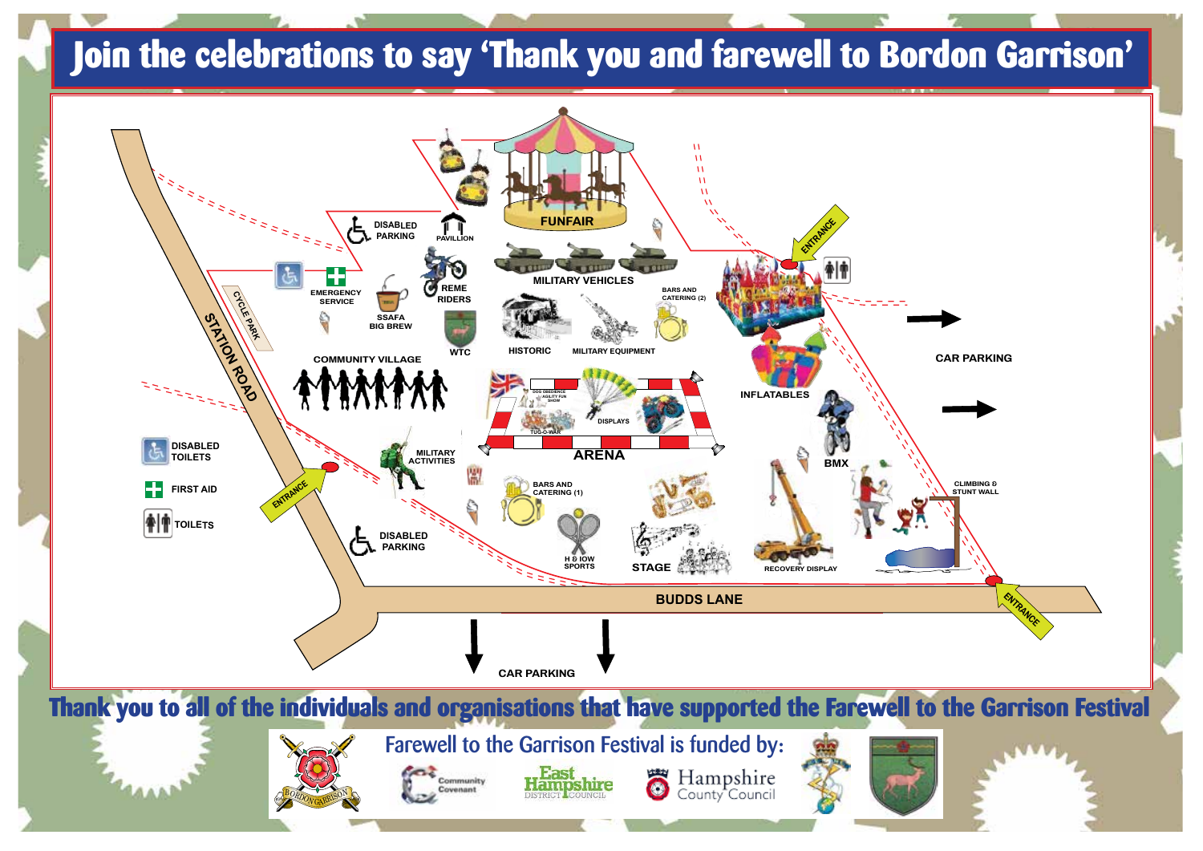# Join the celebrations to say 'Thank you and farewell to Bordon Garrison'

FUNFAIR

DISABLED PARKING

PAVILLION

EMERGENCY SERVICE

REME RIDERS

MILITARY VEHICLES

BARS AND CATERING (2)

ENTRANCE

SSAFA BIG BREW

CYCLE PARK

STATION ROAD

WTC

HISTORIC

MILITARY EQUIPMENT

CAR PARKING

COMMUNITY VILLAGE

INFLATABLES

DOG OBEDIENCE AGILITY FUN SHOW

DISPLAYS

TUG-O-WAR

ARENA

BMX

DISABLED TOILETS

MILITARY ACTIVITIES

ENTRANCE

FIRST AID

BARS AND CATERING (1)

CLIMBING & STUNT WALL

TOILETS

DISABLED PARKING

H & IOW SPORTS

STAGE

RECOVERY DISPLAY

BUDDS LANE

ENTRANCE

CAR PARKING

**Thank you to all of the individuals and organisations that have supported the Farewell to the Garrison Festival**

Farewell to the Garrison Festival is funded by:

Community Covenant

East Hampshire District Council

Hampshire County Council